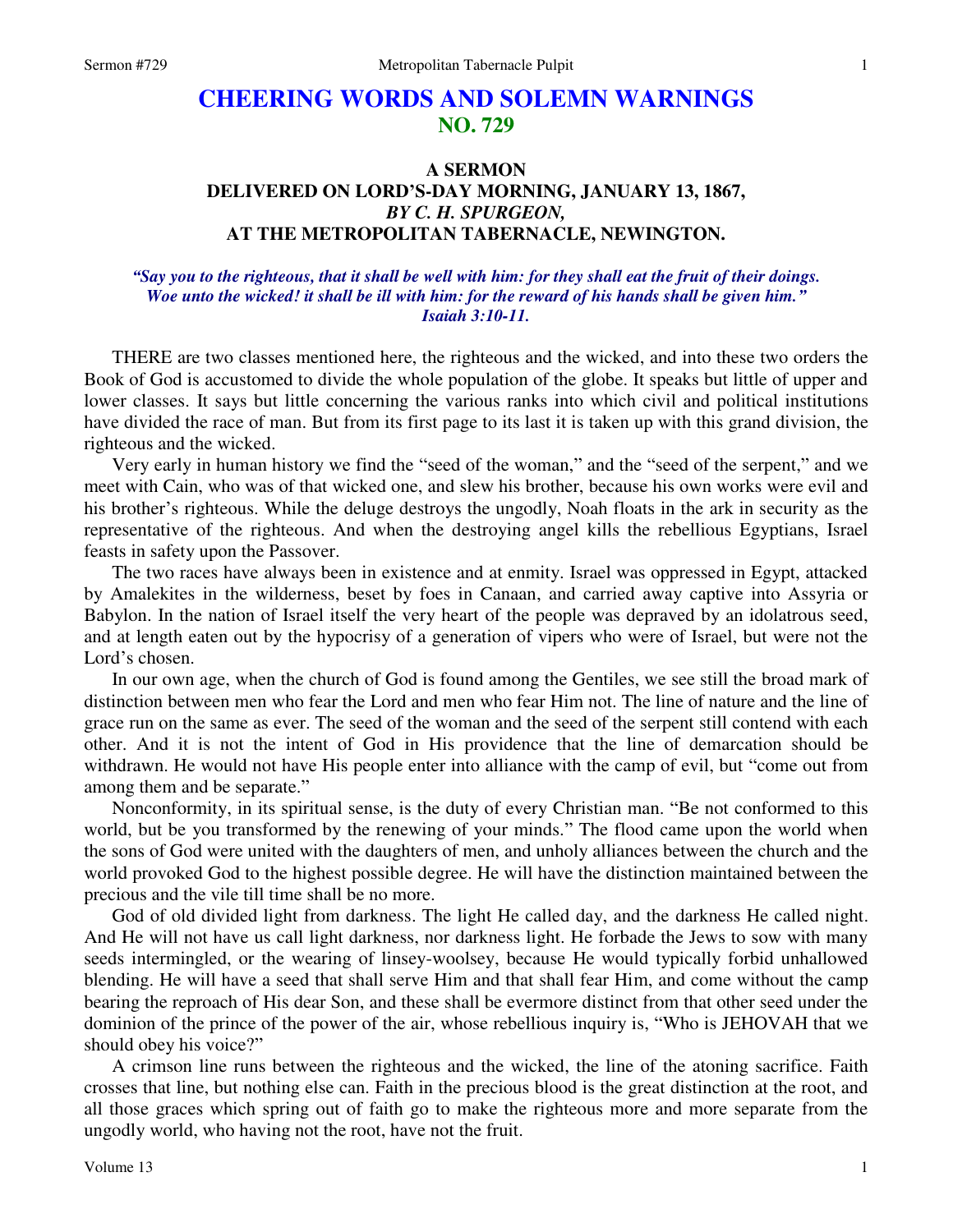# CHEERING WORDS AND SOLEMN WARNINGS
## NO. 729

### A SERMON
### DELIVERED ON LORD'S-DAY MORNING, JANUARY 13, 1867,
### *BY C. H. SPURGEON,*
### AT THE METROPOLITAN TABERNACLE, NEWINGTON.

***"Say you to the righteous, that it shall be well with him: for they shall eat the fruit of their doings. Woe unto the wicked! it shall be ill with him: for the reward of his hands shall be given him." Isaiah 3:10-11.***

THERE are two classes mentioned here, the righteous and the wicked, and into these two orders the Book of God is accustomed to divide the whole population of the globe. It speaks but little of upper and lower classes. It says but little concerning the various ranks into which civil and political institutions have divided the race of man. But from its first page to its last it is taken up with this grand division, the righteous and the wicked.

Very early in human history we find the "seed of the woman," and the "seed of the serpent," and we meet with Cain, who was of that wicked one, and slew his brother, because his own works were evil and his brother's righteous. While the deluge destroys the ungodly, Noah floats in the ark in security as the representative of the righteous. And when the destroying angel kills the rebellious Egyptians, Israel feasts in safety upon the Passover.

The two races have always been in existence and at enmity. Israel was oppressed in Egypt, attacked by Amalekites in the wilderness, beset by foes in Canaan, and carried away captive into Assyria or Babylon. In the nation of Israel itself the very heart of the people was depraved by an idolatrous seed, and at length eaten out by the hypocrisy of a generation of vipers who were of Israel, but were not the Lord's chosen.

In our own age, when the church of God is found among the Gentiles, we see still the broad mark of distinction between men who fear the Lord and men who fear Him not. The line of nature and the line of grace run on the same as ever. The seed of the woman and the seed of the serpent still contend with each other. And it is not the intent of God in His providence that the line of demarcation should be withdrawn. He would not have His people enter into alliance with the camp of evil, but "come out from among them and be separate."

Nonconformity, in its spiritual sense, is the duty of every Christian man. "Be not conformed to this world, but be you transformed by the renewing of your minds." The flood came upon the world when the sons of God were united with the daughters of men, and unholy alliances between the church and the world provoked God to the highest possible degree. He will have the distinction maintained between the precious and the vile till time shall be no more.

God of old divided light from darkness. The light He called day, and the darkness He called night. And He will not have us call light darkness, nor darkness light. He forbade the Jews to sow with many seeds intermingled, or the wearing of linsey-woolsey, because He would typically forbid unhallowed blending. He will have a seed that shall serve Him and that shall fear Him, and come without the camp bearing the reproach of His dear Son, and these shall be evermore distinct from that other seed under the dominion of the prince of the power of the air, whose rebellious inquiry is, "Who is JEHOVAH that we should obey his voice?"

A crimson line runs between the righteous and the wicked, the line of the atoning sacrifice. Faith crosses that line, but nothing else can. Faith in the precious blood is the great distinction at the root, and all those graces which spring out of faith go to make the righteous more and more separate from the ungodly world, who having not the root, have not the fruit.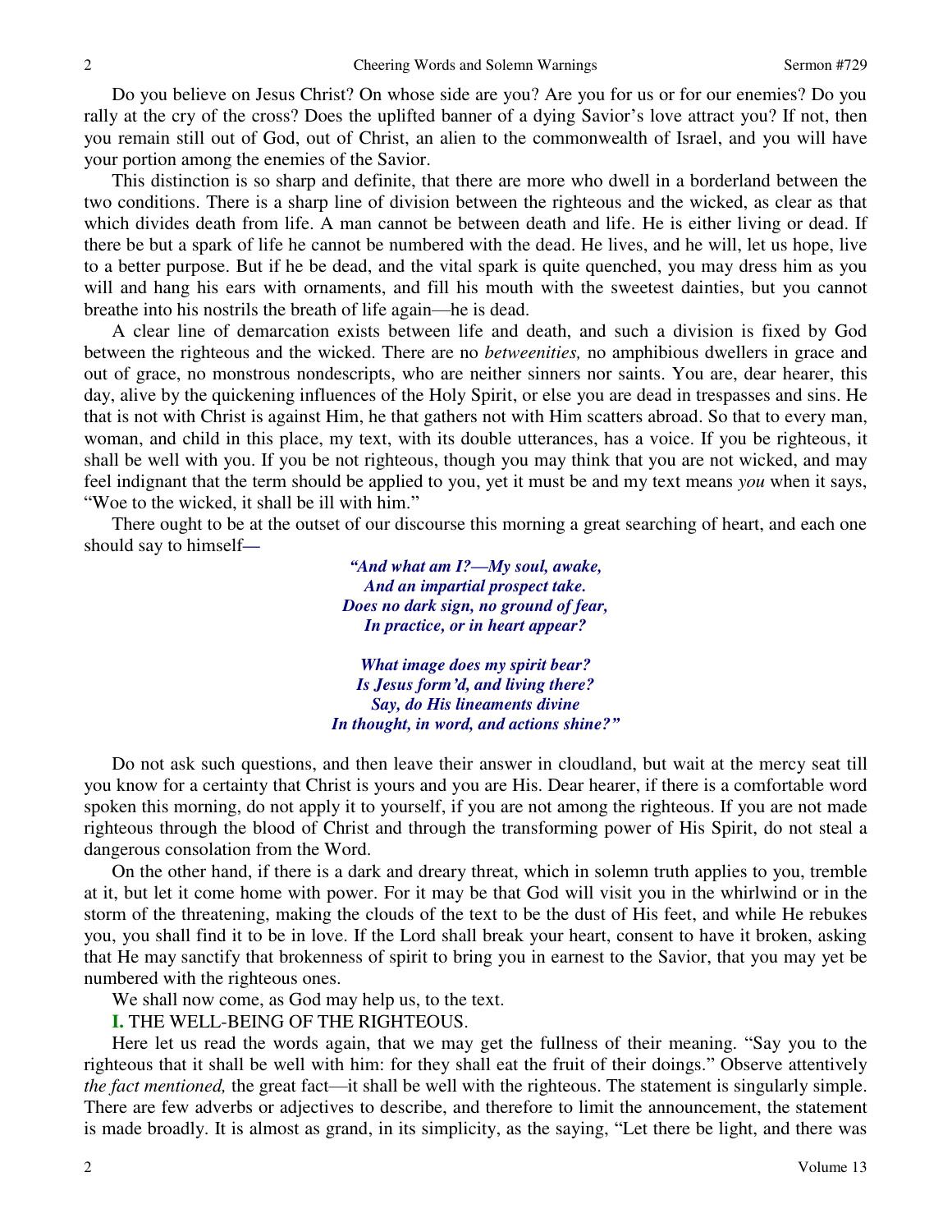Do you believe on Jesus Christ? On whose side are you? Are you for us or for our enemies? Do you rally at the cry of the cross? Does the uplifted banner of a dying Savior's love attract you? If not, then you remain still out of God, out of Christ, an alien to the commonwealth of Israel, and you will have your portion among the enemies of the Savior.

This distinction is so sharp and definite, that there are more who dwell in a borderland between the two conditions. There is a sharp line of division between the righteous and the wicked, as clear as that which divides death from life. A man cannot be between death and life. He is either living or dead. If there be but a spark of life he cannot be numbered with the dead. He lives, and he will, let us hope, live to a better purpose. But if he be dead, and the vital spark is quite quenched, you may dress him as you will and hang his ears with ornaments, and fill his mouth with the sweetest dainties, but you cannot breathe into his nostrils the breath of life again—he is dead.

A clear line of demarcation exists between life and death, and such a division is fixed by God between the righteous and the wicked. There are no *betweenities,* no amphibious dwellers in grace and out of grace, no monstrous nondescripts, who are neither sinners nor saints. You are, dear hearer, this day, alive by the quickening influences of the Holy Spirit, or else you are dead in trespasses and sins. He that is not with Christ is against Him, he that gathers not with Him scatters abroad. So that to every man, woman, and child in this place, my text, with its double utterances, has a voice. If you be righteous, it shall be well with you. If you be not righteous, though you may think that you are not wicked, and may feel indignant that the term should be applied to you, yet it must be and my text means *you* when it says, "Woe to the wicked, it shall be ill with him."

There ought to be at the outset of our discourse this morning a great searching of heart, and each one should say to himself—

> *"And what am I?—My soul, awake,*
> *And an impartial prospect take.*
> *Does no dark sign, no ground of fear,*
> *In practice, or in heart appear?*
>
> *What image does my spirit bear?*
> *Is Jesus form'd, and living there?*
> *Say, do His lineaments divine*
> *In thought, in word, and actions shine?"*

Do not ask such questions, and then leave their answer in cloudland, but wait at the mercy seat till you know for a certainty that Christ is yours and you are His. Dear hearer, if there is a comfortable word spoken this morning, do not apply it to yourself, if you are not among the righteous. If you are not made righteous through the blood of Christ and through the transforming power of His Spirit, do not steal a dangerous consolation from the Word.

On the other hand, if there is a dark and dreary threat, which in solemn truth applies to you, tremble at it, but let it come home with power. For it may be that God will visit you in the whirlwind or in the storm of the threatening, making the clouds of the text to be the dust of His feet, and while He rebukes you, you shall find it to be in love. If the Lord shall break your heart, consent to have it broken, asking that He may sanctify that brokenness of spirit to bring you in earnest to the Savior, that you may yet be numbered with the righteous ones.

We shall now come, as God may help us, to the text.

**I.** THE WELL-BEING OF THE RIGHTEOUS.

Here let us read the words again, that we may get the fullness of their meaning. "Say you to the righteous that it shall be well with him: for they shall eat the fruit of their doings." Observe attentively *the fact mentioned,* the great fact—it shall be well with the righteous. The statement is singularly simple. There are few adverbs or adjectives to describe, and therefore to limit the announcement, the statement is made broadly. It is almost as grand, in its simplicity, as the saying, "Let there be light, and there was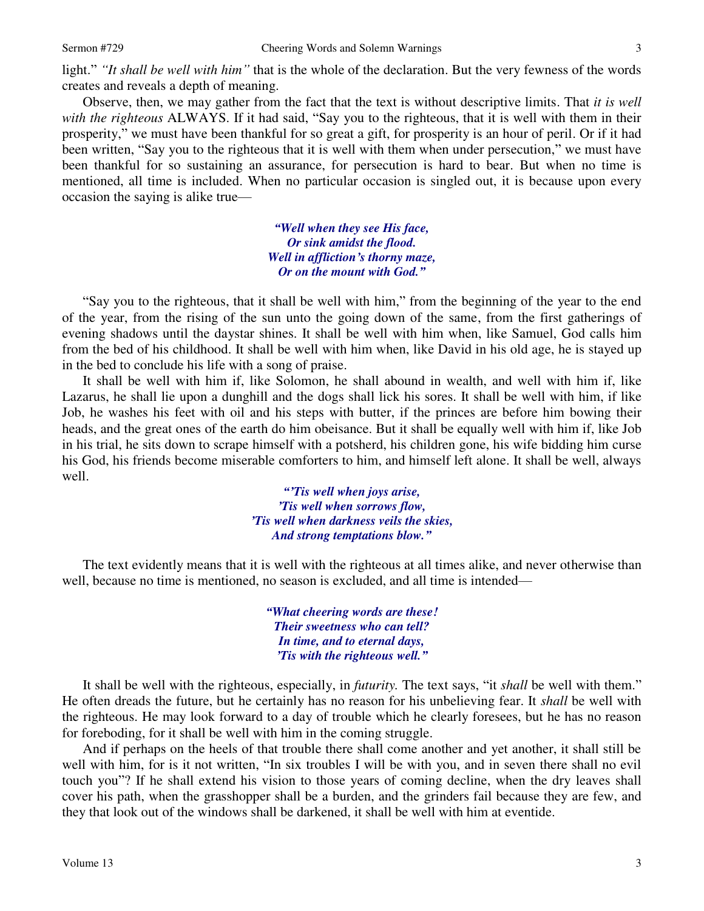light." *"It shall be well with him"* that is the whole of the declaration. But the very fewness of the words creates and reveals a depth of meaning.

Observe, then, we may gather from the fact that the text is without descriptive limits. That *it is well with the righteous* ALWAYS. If it had said, "Say you to the righteous, that it is well with them in their prosperity," we must have been thankful for so great a gift, for prosperity is an hour of peril. Or if it had been written, "Say you to the righteous that it is well with them when under persecution," we must have been thankful for so sustaining an assurance, for persecution is hard to bear. But when no time is mentioned, all time is included. When no particular occasion is singled out, it is because upon every occasion the saying is alike true—

> ***"Well when they see His face,***
> ***Or sink amidst the flood.***
> ***Well in affliction's thorny maze,***
> ***Or on the mount with God."***

"Say you to the righteous, that it shall be well with him," from the beginning of the year to the end of the year, from the rising of the sun unto the going down of the same, from the first gatherings of evening shadows until the daystar shines. It shall be well with him when, like Samuel, God calls him from the bed of his childhood. It shall be well with him when, like David in his old age, he is stayed up in the bed to conclude his life with a song of praise.

It shall be well with him if, like Solomon, he shall abound in wealth, and well with him if, like Lazarus, he shall lie upon a dunghill and the dogs shall lick his sores. It shall be well with him, if like Job, he washes his feet with oil and his steps with butter, if the princes are before him bowing their heads, and the great ones of the earth do him obeisance. But it shall be equally well with him if, like Job in his trial, he sits down to scrape himself with a potsherd, his children gone, his wife bidding him curse his God, his friends become miserable comforters to him, and himself left alone. It shall be well, always well.

> ***"'Tis well when joys arise,***
> ***'Tis well when sorrows flow,***
> ***'Tis well when darkness veils the skies,***
> ***And strong temptations blow."***

The text evidently means that it is well with the righteous at all times alike, and never otherwise than well, because no time is mentioned, no season is excluded, and all time is intended—

> ***"What cheering words are these!***
> ***Their sweetness who can tell?***
> ***In time, and to eternal days,***
> ***'Tis with the righteous well."***

It shall be well with the righteous, especially, in *futurity.* The text says, "it *shall* be well with them." He often dreads the future, but he certainly has no reason for his unbelieving fear. It *shall* be well with the righteous. He may look forward to a day of trouble which he clearly foresees, but he has no reason for foreboding, for it shall be well with him in the coming struggle.

And if perhaps on the heels of that trouble there shall come another and yet another, it shall still be well with him, for is it not written, "In six troubles I will be with you, and in seven there shall no evil touch you"? If he shall extend his vision to those years of coming decline, when the dry leaves shall cover his path, when the grasshopper shall be a burden, and the grinders fail because they are few, and they that look out of the windows shall be darkened, it shall be well with him at eventide.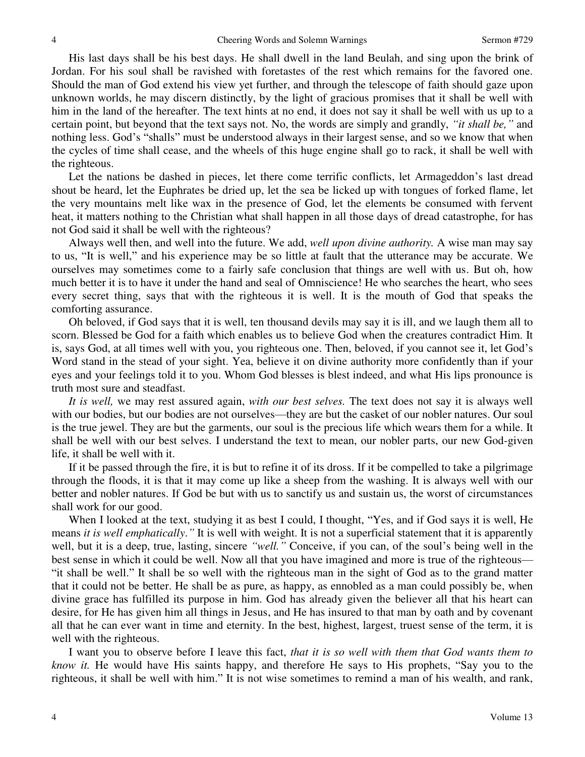His last days shall be his best days. He shall dwell in the land Beulah, and sing upon the brink of Jordan. For his soul shall be ravished with foretastes of the rest which remains for the favored one. Should the man of God extend his view yet further, and through the telescope of faith should gaze upon unknown worlds, he may discern distinctly, by the light of gracious promises that it shall be well with him in the land of the hereafter. The text hints at no end, it does not say it shall be well with us up to a certain point, but beyond that the text says not. No, the words are simply and grandly, *"it shall be,"* and nothing less. God's "shalls" must be understood always in their largest sense, and so we know that when the cycles of time shall cease, and the wheels of this huge engine shall go to rack, it shall be well with the righteous.

Let the nations be dashed in pieces, let there come terrific conflicts, let Armageddon's last dread shout be heard, let the Euphrates be dried up, let the sea be licked up with tongues of forked flame, let the very mountains melt like wax in the presence of God, let the elements be consumed with fervent heat, it matters nothing to the Christian what shall happen in all those days of dread catastrophe, for has not God said it shall be well with the righteous?

Always well then, and well into the future. We add, *well upon divine authority.* A wise man may say to us, "It is well," and his experience may be so little at fault that the utterance may be accurate. We ourselves may sometimes come to a fairly safe conclusion that things are well with us. But oh, how much better it is to have it under the hand and seal of Omniscience! He who searches the heart, who sees every secret thing, says that with the righteous it is well. It is the mouth of God that speaks the comforting assurance.

Oh beloved, if God says that it is well, ten thousand devils may say it is ill, and we laugh them all to scorn. Blessed be God for a faith which enables us to believe God when the creatures contradict Him. It is, says God, at all times well with you, you righteous one. Then, beloved, if you cannot see it, let God's Word stand in the stead of your sight. Yea, believe it on divine authority more confidently than if your eyes and your feelings told it to you. Whom God blesses is blest indeed, and what His lips pronounce is truth most sure and steadfast.

*It is well,* we may rest assured again, *with our best selves.* The text does not say it is always well with our bodies, but our bodies are not ourselves—they are but the casket of our nobler natures. Our soul is the true jewel. They are but the garments, our soul is the precious life which wears them for a while. It shall be well with our best selves. I understand the text to mean, our nobler parts, our new God-given life, it shall be well with it.

If it be passed through the fire, it is but to refine it of its dross. If it be compelled to take a pilgrimage through the floods, it is that it may come up like a sheep from the washing. It is always well with our better and nobler natures. If God be but with us to sanctify us and sustain us, the worst of circumstances shall work for our good.

When I looked at the text, studying it as best I could, I thought, "Yes, and if God says it is well, He means *it is well emphatically."* It is well with weight. It is not a superficial statement that it is apparently well, but it is a deep, true, lasting, sincere *"well."* Conceive, if you can, of the soul's being well in the best sense in which it could be well. Now all that you have imagined and more is true of the righteous—"it shall be well." It shall be so well with the righteous man in the sight of God as to the grand matter that it could not be better. He shall be as pure, as happy, as ennobled as a man could possibly be, when divine grace has fulfilled its purpose in him. God has already given the believer all that his heart can desire, for He has given him all things in Jesus, and He has insured to that man by oath and by covenant all that he can ever want in time and eternity. In the best, highest, largest, truest sense of the term, it is well with the righteous.

I want you to observe before I leave this fact, *that it is so well with them that God wants them to know it.* He would have His saints happy, and therefore He says to His prophets, "Say you to the righteous, it shall be well with him." It is not wise sometimes to remind a man of his wealth, and rank,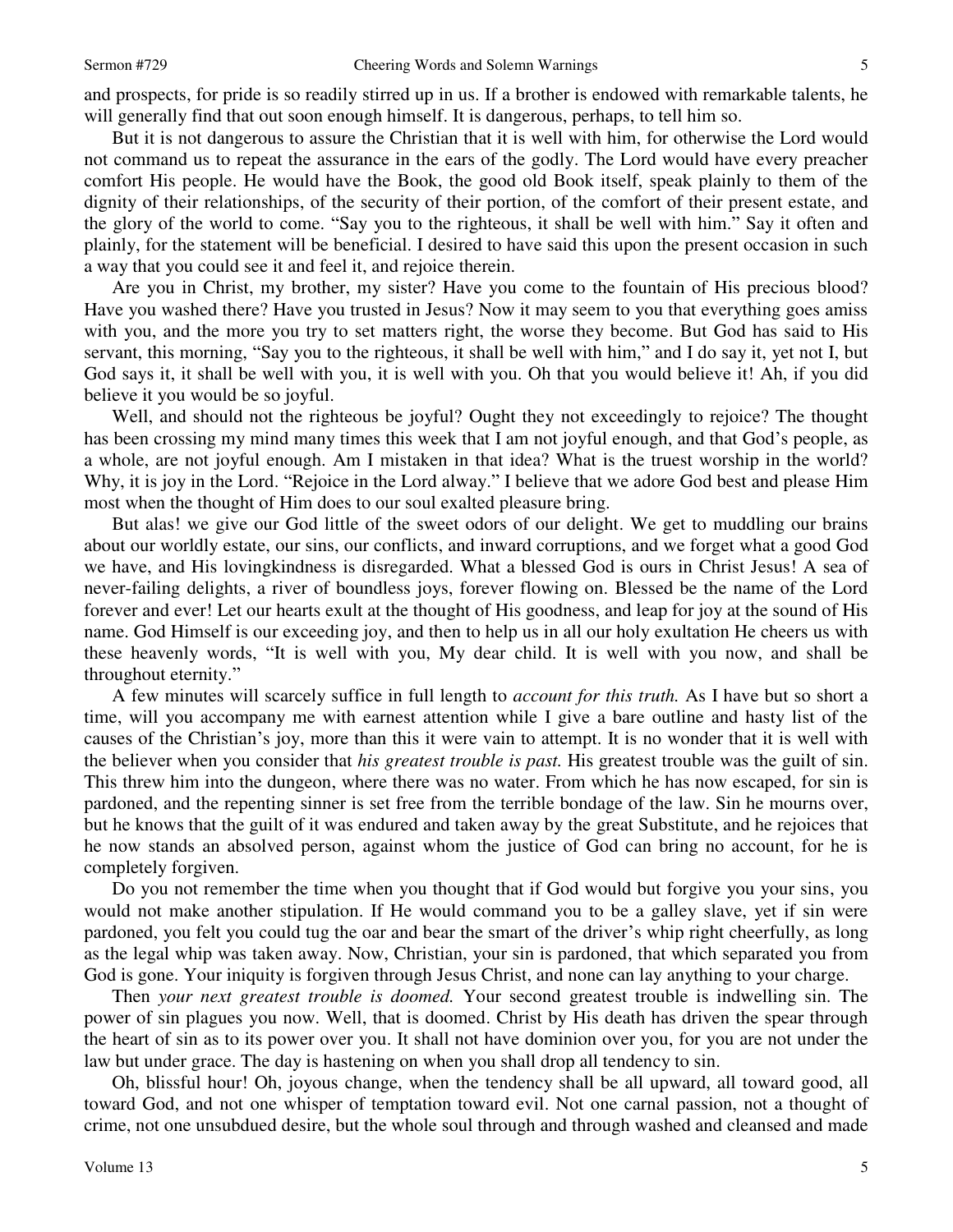and prospects, for pride is so readily stirred up in us. If a brother is endowed with remarkable talents, he will generally find that out soon enough himself. It is dangerous, perhaps, to tell him so.

But it is not dangerous to assure the Christian that it is well with him, for otherwise the Lord would not command us to repeat the assurance in the ears of the godly. The Lord would have every preacher comfort His people. He would have the Book, the good old Book itself, speak plainly to them of the dignity of their relationships, of the security of their portion, of the comfort of their present estate, and the glory of the world to come. "Say you to the righteous, it shall be well with him." Say it often and plainly, for the statement will be beneficial. I desired to have said this upon the present occasion in such a way that you could see it and feel it, and rejoice therein.

Are you in Christ, my brother, my sister? Have you come to the fountain of His precious blood? Have you washed there? Have you trusted in Jesus? Now it may seem to you that everything goes amiss with you, and the more you try to set matters right, the worse they become. But God has said to His servant, this morning, "Say you to the righteous, it shall be well with him," and I do say it, yet not I, but God says it, it shall be well with you, it is well with you. Oh that you would believe it! Ah, if you did believe it you would be so joyful.

Well, and should not the righteous be joyful? Ought they not exceedingly to rejoice? The thought has been crossing my mind many times this week that I am not joyful enough, and that God's people, as a whole, are not joyful enough. Am I mistaken in that idea? What is the truest worship in the world? Why, it is joy in the Lord. "Rejoice in the Lord alway." I believe that we adore God best and please Him most when the thought of Him does to our soul exalted pleasure bring.

But alas! we give our God little of the sweet odors of our delight. We get to muddling our brains about our worldly estate, our sins, our conflicts, and inward corruptions, and we forget what a good God we have, and His lovingkindness is disregarded. What a blessed God is ours in Christ Jesus! A sea of never-failing delights, a river of boundless joys, forever flowing on. Blessed be the name of the Lord forever and ever! Let our hearts exult at the thought of His goodness, and leap for joy at the sound of His name. God Himself is our exceeding joy, and then to help us in all our holy exultation He cheers us with these heavenly words, "It is well with you, My dear child. It is well with you now, and shall be throughout eternity."

A few minutes will scarcely suffice in full length to *account for this truth.* As I have but so short a time, will you accompany me with earnest attention while I give a bare outline and hasty list of the causes of the Christian's joy, more than this it were vain to attempt. It is no wonder that it is well with the believer when you consider that *his greatest trouble is past.* His greatest trouble was the guilt of sin. This threw him into the dungeon, where there was no water. From which he has now escaped, for sin is pardoned, and the repenting sinner is set free from the terrible bondage of the law. Sin he mourns over, but he knows that the guilt of it was endured and taken away by the great Substitute, and he rejoices that he now stands an absolved person, against whom the justice of God can bring no account, for he is completely forgiven.

Do you not remember the time when you thought that if God would but forgive you your sins, you would not make another stipulation. If He would command you to be a galley slave, yet if sin were pardoned, you felt you could tug the oar and bear the smart of the driver's whip right cheerfully, as long as the legal whip was taken away. Now, Christian, your sin is pardoned, that which separated you from God is gone. Your iniquity is forgiven through Jesus Christ, and none can lay anything to your charge.

Then *your next greatest trouble is doomed.* Your second greatest trouble is indwelling sin. The power of sin plagues you now. Well, that is doomed. Christ by His death has driven the spear through the heart of sin as to its power over you. It shall not have dominion over you, for you are not under the law but under grace. The day is hastening on when you shall drop all tendency to sin.

Oh, blissful hour! Oh, joyous change, when the tendency shall be all upward, all toward good, all toward God, and not one whisper of temptation toward evil. Not one carnal passion, not a thought of crime, not one unsubdued desire, but the whole soul through and through washed and cleansed and made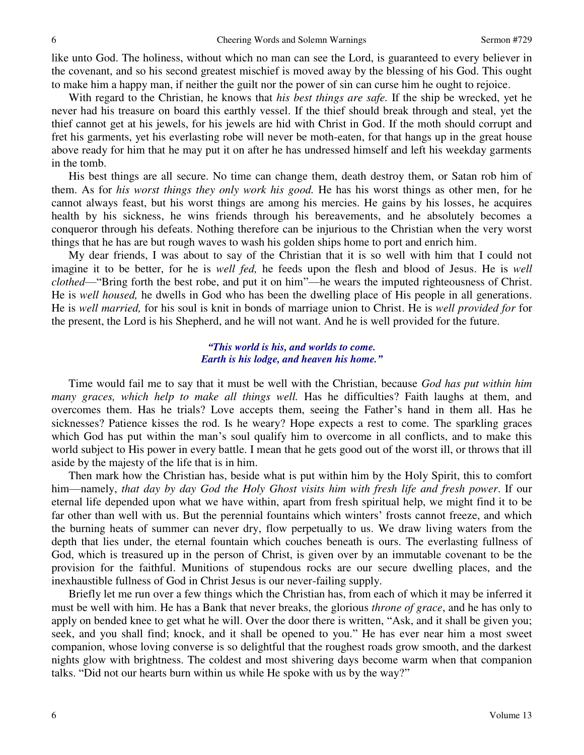like unto God. The holiness, without which no man can see the Lord, is guaranteed to every believer in the covenant, and so his second greatest mischief is moved away by the blessing of his God. This ought to make him a happy man, if neither the guilt nor the power of sin can curse him he ought to rejoice.

With regard to the Christian, he knows that *his best things are safe.* If the ship be wrecked, yet he never had his treasure on board this earthly vessel. If the thief should break through and steal, yet the thief cannot get at his jewels, for his jewels are hid with Christ in God. If the moth should corrupt and fret his garments, yet his everlasting robe will never be moth-eaten, for that hangs up in the great house above ready for him that he may put it on after he has undressed himself and left his weekday garments in the tomb.

His best things are all secure. No time can change them, death destroy them, or Satan rob him of them. As for *his worst things they only work his good.* He has his worst things as other men, for he cannot always feast, but his worst things are among his mercies. He gains by his losses, he acquires health by his sickness, he wins friends through his bereavements, and he absolutely becomes a conqueror through his defeats. Nothing therefore can be injurious to the Christian when the very worst things that he has are but rough waves to wash his golden ships home to port and enrich him.

My dear friends, I was about to say of the Christian that it is so well with him that I could not imagine it to be better, for he is *well fed,* he feeds upon the flesh and blood of Jesus. He is *well clothed*—"Bring forth the best robe, and put it on him"—he wears the imputed righteousness of Christ. He is *well housed,* he dwells in God who has been the dwelling place of His people in all generations. He is *well married,* for his soul is knit in bonds of marriage union to Christ. He is *well provided for* for the present, the Lord is his Shepherd, and he will not want. And he is well provided for the future.

***"This world is his, and worlds to come.***
***Earth is his lodge, and heaven his home."***

Time would fail me to say that it must be well with the Christian, because *God has put within him many graces, which help to make all things well.* Has he difficulties? Faith laughs at them, and overcomes them. Has he trials? Love accepts them, seeing the Father's hand in them all. Has he sicknesses? Patience kisses the rod. Is he weary? Hope expects a rest to come. The sparkling graces which God has put within the man's soul qualify him to overcome in all conflicts, and to make this world subject to His power in every battle. I mean that he gets good out of the worst ill, or throws that ill aside by the majesty of the life that is in him.

Then mark how the Christian has, beside what is put within him by the Holy Spirit, this to comfort him—namely, *that day by day God the Holy Ghost visits him with fresh life and fresh power*. If our eternal life depended upon what we have within, apart from fresh spiritual help, we might find it to be far other than well with us. But the perennial fountains which winters' frosts cannot freeze, and which the burning heats of summer can never dry, flow perpetually to us. We draw living waters from the depth that lies under, the eternal fountain which couches beneath is ours. The everlasting fullness of God, which is treasured up in the person of Christ, is given over by an immutable covenant to be the provision for the faithful. Munitions of stupendous rocks are our secure dwelling places, and the inexhaustible fullness of God in Christ Jesus is our never-failing supply.

Briefly let me run over a few things which the Christian has, from each of which it may be inferred it must be well with him. He has a Bank that never breaks, the glorious *throne of grace*, and he has only to apply on bended knee to get what he will. Over the door there is written, "Ask, and it shall be given you; seek, and you shall find; knock, and it shall be opened to you." He has ever near him a most sweet companion, whose loving converse is so delightful that the roughest roads grow smooth, and the darkest nights glow with brightness. The coldest and most shivering days become warm when that companion talks. "Did not our hearts burn within us while He spoke with us by the way?"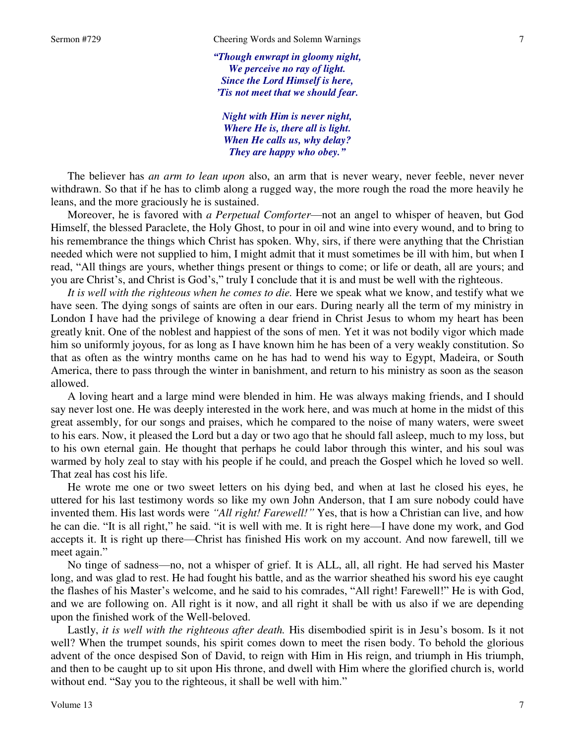*"Though enwrapt in gloomy night,*
*We perceive no ray of light.*
*Since the Lord Himself is here,*
*'Tis not meet that we should fear.*

*Night with Him is never night,*
*Where He is, there all is light.*
*When He calls us, why delay?*
*They are happy who obey."*

The believer has *an arm to lean upon* also, an arm that is never weary, never feeble, never never withdrawn. So that if he has to climb along a rugged way, the more rough the road the more heavily he leans, and the more graciously he is sustained.

Moreover, he is favored with *a Perpetual Comforter*—not an angel to whisper of heaven, but God Himself, the blessed Paraclete, the Holy Ghost, to pour in oil and wine into every wound, and to bring to his remembrance the things which Christ has spoken. Why, sirs, if there were anything that the Christian needed which were not supplied to him, I might admit that it must sometimes be ill with him, but when I read, "All things are yours, whether things present or things to come; or life or death, all are yours; and you are Christ's, and Christ is God's," truly I conclude that it is and must be well with the righteous.

*It is well with the righteous when he comes to die.* Here we speak what we know, and testify what we have seen. The dying songs of saints are often in our ears. During nearly all the term of my ministry in London I have had the privilege of knowing a dear friend in Christ Jesus to whom my heart has been greatly knit. One of the noblest and happiest of the sons of men. Yet it was not bodily vigor which made him so uniformly joyous, for as long as I have known him he has been of a very weakly constitution. So that as often as the wintry months came on he has had to wend his way to Egypt, Madeira, or South America, there to pass through the winter in banishment, and return to his ministry as soon as the season allowed.

A loving heart and a large mind were blended in him. He was always making friends, and I should say never lost one. He was deeply interested in the work here, and was much at home in the midst of this great assembly, for our songs and praises, which he compared to the noise of many waters, were sweet to his ears. Now, it pleased the Lord but a day or two ago that he should fall asleep, much to my loss, but to his own eternal gain. He thought that perhaps he could labor through this winter, and his soul was warmed by holy zeal to stay with his people if he could, and preach the Gospel which he loved so well. That zeal has cost his life.

He wrote me one or two sweet letters on his dying bed, and when at last he closed his eyes, he uttered for his last testimony words so like my own John Anderson, that I am sure nobody could have invented them. His last words were *"All right! Farewell!"* Yes, that is how a Christian can live, and how he can die. "It is all right," he said. "it is well with me. It is right here—I have done my work, and God accepts it. It is right up there—Christ has finished His work on my account. And now farewell, till we meet again."

No tinge of sadness—no, not a whisper of grief. It is ALL, all, all right. He had served his Master long, and was glad to rest. He had fought his battle, and as the warrior sheathed his sword his eye caught the flashes of his Master's welcome, and he said to his comrades, "All right! Farewell!" He is with God, and we are following on. All right is it now, and all right it shall be with us also if we are depending upon the finished work of the Well-beloved.

Lastly, *it is well with the righteous after death.* His disembodied spirit is in Jesu's bosom. Is it not well? When the trumpet sounds, his spirit comes down to meet the risen body. To behold the glorious advent of the once despised Son of David, to reign with Him in His reign, and triumph in His triumph, and then to be caught up to sit upon His throne, and dwell with Him where the glorified church is, world without end. "Say you to the righteous, it shall be well with him."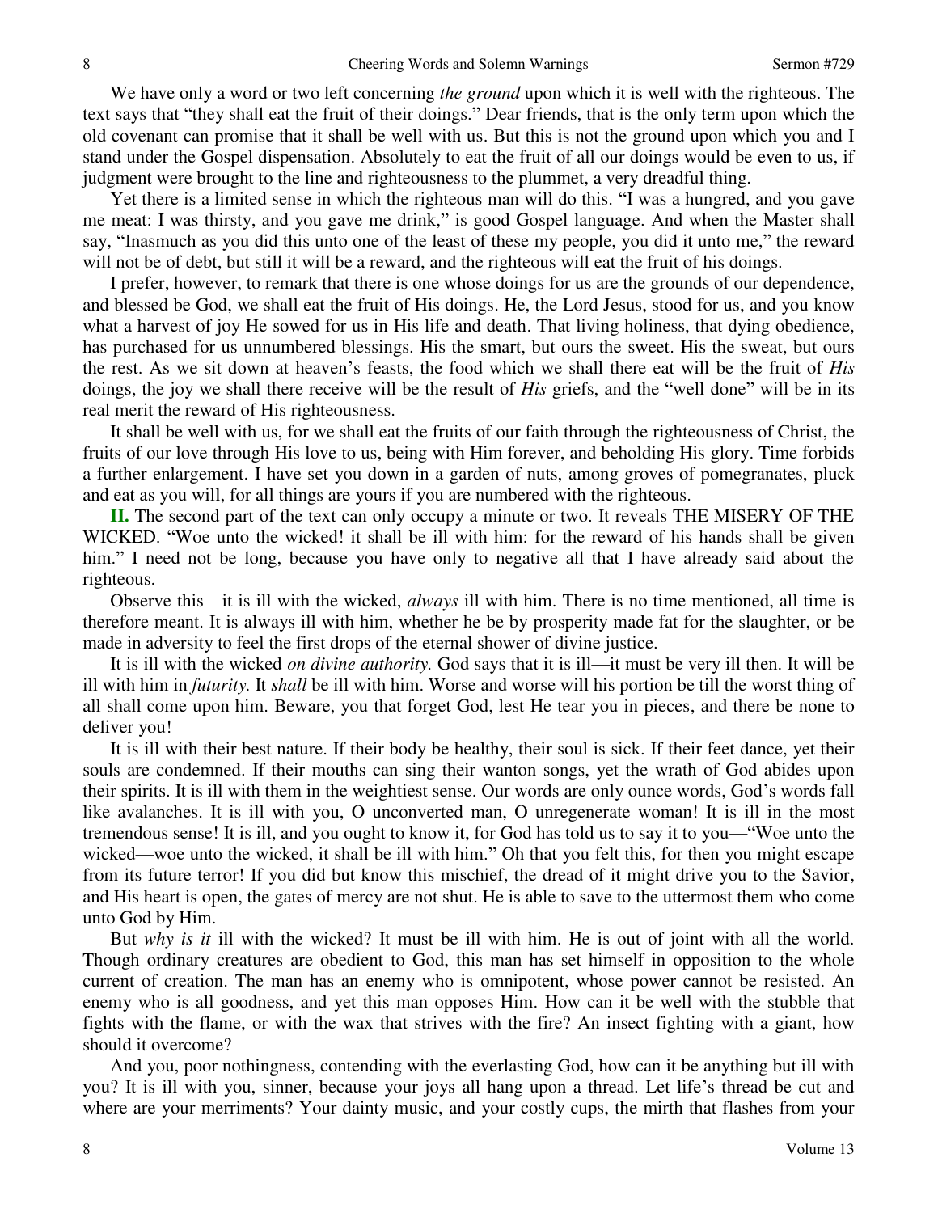We have only a word or two left concerning *the ground* upon which it is well with the righteous. The text says that "they shall eat the fruit of their doings." Dear friends, that is the only term upon which the old covenant can promise that it shall be well with us. But this is not the ground upon which you and I stand under the Gospel dispensation. Absolutely to eat the fruit of all our doings would be even to us, if judgment were brought to the line and righteousness to the plummet, a very dreadful thing.

Yet there is a limited sense in which the righteous man will do this. "I was a hungred, and you gave me meat: I was thirsty, and you gave me drink," is good Gospel language. And when the Master shall say, "Inasmuch as you did this unto one of the least of these my people, you did it unto me," the reward will not be of debt, but still it will be a reward, and the righteous will eat the fruit of his doings.

I prefer, however, to remark that there is one whose doings for us are the grounds of our dependence, and blessed be God, we shall eat the fruit of His doings. He, the Lord Jesus, stood for us, and you know what a harvest of joy He sowed for us in His life and death. That living holiness, that dying obedience, has purchased for us unnumbered blessings. His the smart, but ours the sweet. His the sweat, but ours the rest. As we sit down at heaven's feasts, the food which we shall there eat will be the fruit of *His* doings, the joy we shall there receive will be the result of *His* griefs, and the "well done" will be in its real merit the reward of His righteousness.

It shall be well with us, for we shall eat the fruits of our faith through the righteousness of Christ, the fruits of our love through His love to us, being with Him forever, and beholding His glory. Time forbids a further enlargement. I have set you down in a garden of nuts, among groves of pomegranates, pluck and eat as you will, for all things are yours if you are numbered with the righteous.

**II.** The second part of the text can only occupy a minute or two. It reveals THE MISERY OF THE WICKED. "Woe unto the wicked! it shall be ill with him: for the reward of his hands shall be given him." I need not be long, because you have only to negative all that I have already said about the righteous.

Observe this—it is ill with the wicked, *always* ill with him. There is no time mentioned, all time is therefore meant. It is always ill with him, whether he be by prosperity made fat for the slaughter, or be made in adversity to feel the first drops of the eternal shower of divine justice.

It is ill with the wicked *on divine authority.* God says that it is ill—it must be very ill then. It will be ill with him in *futurity.* It *shall* be ill with him. Worse and worse will his portion be till the worst thing of all shall come upon him. Beware, you that forget God, lest He tear you in pieces, and there be none to deliver you!

It is ill with their best nature. If their body be healthy, their soul is sick. If their feet dance, yet their souls are condemned. If their mouths can sing their wanton songs, yet the wrath of God abides upon their spirits. It is ill with them in the weightiest sense. Our words are only ounce words, God's words fall like avalanches. It is ill with you, O unconverted man, O unregenerate woman! It is ill in the most tremendous sense! It is ill, and you ought to know it, for God has told us to say it to you—"Woe unto the wicked—woe unto the wicked, it shall be ill with him." Oh that you felt this, for then you might escape from its future terror! If you did but know this mischief, the dread of it might drive you to the Savior, and His heart is open, the gates of mercy are not shut. He is able to save to the uttermost them who come unto God by Him.

But *why is it* ill with the wicked? It must be ill with him. He is out of joint with all the world. Though ordinary creatures are obedient to God, this man has set himself in opposition to the whole current of creation. The man has an enemy who is omnipotent, whose power cannot be resisted. An enemy who is all goodness, and yet this man opposes Him. How can it be well with the stubble that fights with the flame, or with the wax that strives with the fire? An insect fighting with a giant, how should it overcome?

And you, poor nothingness, contending with the everlasting God, how can it be anything but ill with you? It is ill with you, sinner, because your joys all hang upon a thread. Let life's thread be cut and where are your merriments? Your dainty music, and your costly cups, the mirth that flashes from your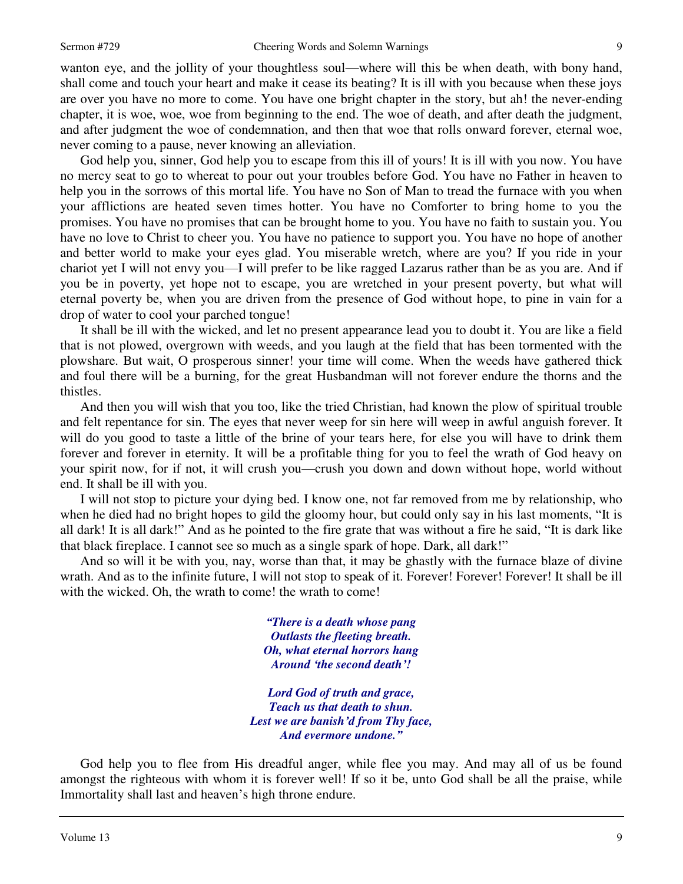wanton eye, and the jollity of your thoughtless soul—where will this be when death, with bony hand, shall come and touch your heart and make it cease its beating? It is ill with you because when these joys are over you have no more to come. You have one bright chapter in the story, but ah! the never-ending chapter, it is woe, woe, woe from beginning to the end. The woe of death, and after death the judgment, and after judgment the woe of condemnation, and then that woe that rolls onward forever, eternal woe, never coming to a pause, never knowing an alleviation.

God help you, sinner, God help you to escape from this ill of yours! It is ill with you now. You have no mercy seat to go to whereat to pour out your troubles before God. You have no Father in heaven to help you in the sorrows of this mortal life. You have no Son of Man to tread the furnace with you when your afflictions are heated seven times hotter. You have no Comforter to bring home to you the promises. You have no promises that can be brought home to you. You have no faith to sustain you. You have no love to Christ to cheer you. You have no patience to support you. You have no hope of another and better world to make your eyes glad. You miserable wretch, where are you? If you ride in your chariot yet I will not envy you—I will prefer to be like ragged Lazarus rather than be as you are. And if you be in poverty, yet hope not to escape, you are wretched in your present poverty, but what will eternal poverty be, when you are driven from the presence of God without hope, to pine in vain for a drop of water to cool your parched tongue!

It shall be ill with the wicked, and let no present appearance lead you to doubt it. You are like a field that is not plowed, overgrown with weeds, and you laugh at the field that has been tormented with the plowshare. But wait, O prosperous sinner! your time will come. When the weeds have gathered thick and foul there will be a burning, for the great Husbandman will not forever endure the thorns and the thistles.

And then you will wish that you too, like the tried Christian, had known the plow of spiritual trouble and felt repentance for sin. The eyes that never weep for sin here will weep in awful anguish forever. It will do you good to taste a little of the brine of your tears here, for else you will have to drink them forever and forever in eternity. It will be a profitable thing for you to feel the wrath of God heavy on your spirit now, for if not, it will crush you—crush you down and down without hope, world without end. It shall be ill with you.

I will not stop to picture your dying bed. I know one, not far removed from me by relationship, who when he died had no bright hopes to gild the gloomy hour, but could only say in his last moments, "It is all dark! It is all dark!" And as he pointed to the fire grate that was without a fire he said, "It is dark like that black fireplace. I cannot see so much as a single spark of hope. Dark, all dark!"

And so will it be with you, nay, worse than that, it may be ghastly with the furnace blaze of divine wrath. And as to the infinite future, I will not stop to speak of it. Forever! Forever! Forever! It shall be ill with the wicked. Oh, the wrath to come! the wrath to come!

> ***"There is a death whose pang***
> ***Outlasts the fleeting breath.***
> ***Oh, what eternal horrors hang***
> ***Around 'the second death'!***
>
> ***Lord God of truth and grace,***
> ***Teach us that death to shun.***
> ***Lest we are banish'd from Thy face,***
> ***And evermore undone."***

God help you to flee from His dreadful anger, while flee you may. And may all of us be found amongst the righteous with whom it is forever well! If so it be, unto God shall be all the praise, while Immortality shall last and heaven's high throne endure.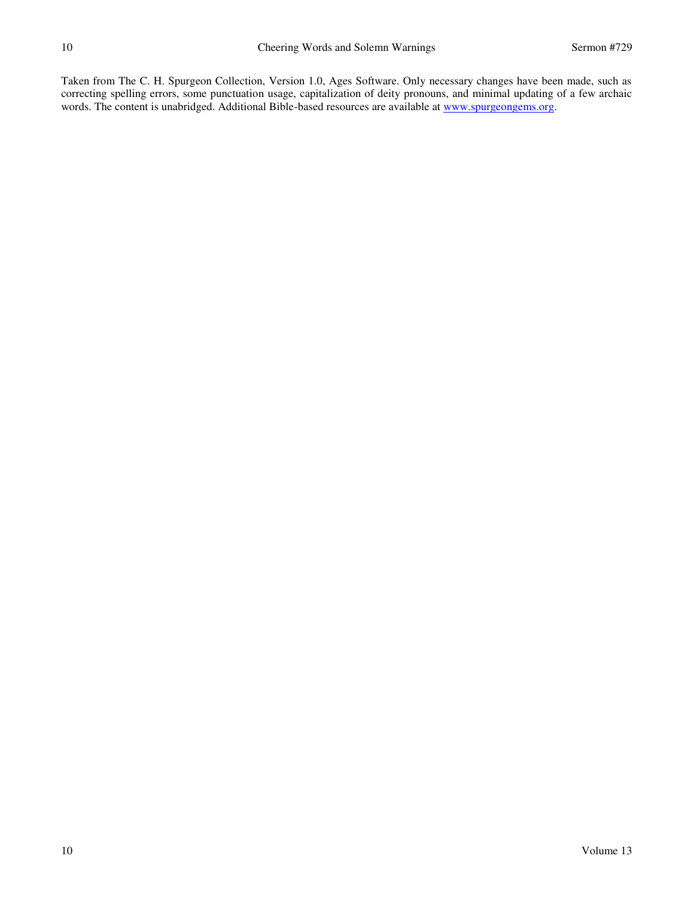Taken from The C. H. Spurgeon Collection, Version 1.0, Ages Software. Only necessary changes have been made, such as correcting spelling errors, some punctuation usage, capitalization of deity pronouns, and minimal updating of a few archaic words. The content is unabridged. Additional Bible-based resources are available at [www.spurgeongems.org](http://www.spurgeongems.org).